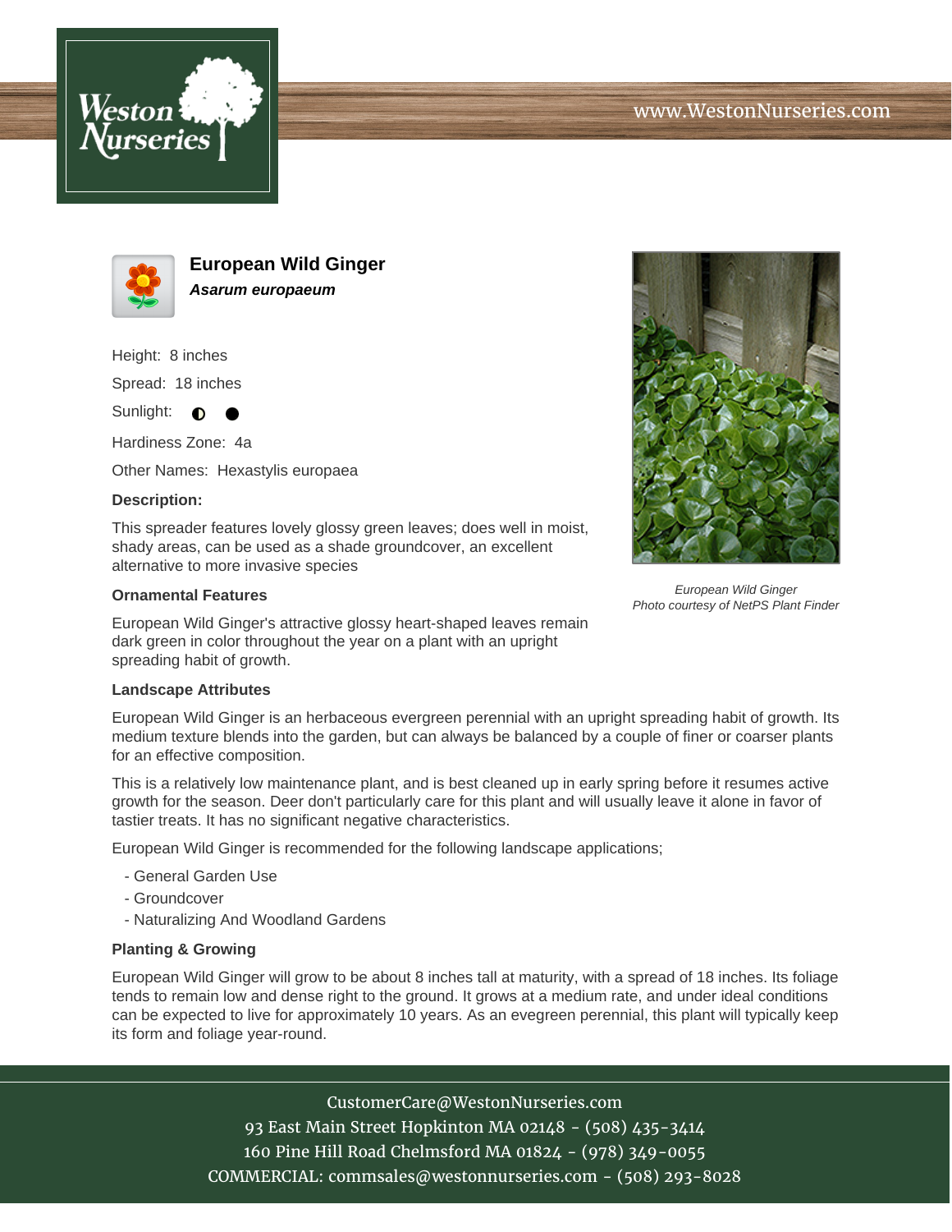# European Wild Ginger

***Asarum europaeum***

Height: 8 inches

Spread: 18 inches

Sunlight: ◐ ●

Hardiness Zone: 4a

Other Names: Hexastylis europaea

**Description:**

This spreader features lovely glossy green leaves; does well in moist, shady areas, can be used as a shade groundcover, an excellent alternative to more invasive species

*European Wild Ginger*
*Photo courtesy of NetPS Plant Finder*

### Ornamental Features

European Wild Ginger's attractive glossy heart-shaped leaves remain dark green in color throughout the year on a plant with an upright spreading habit of growth.

### Landscape Attributes

European Wild Ginger is an herbaceous evergreen perennial with an upright spreading habit of growth. Its medium texture blends into the garden, but can always be balanced by a couple of finer or coarser plants for an effective composition.

This is a relatively low maintenance plant, and is best cleaned up in early spring before it resumes active growth for the season. Deer don't particularly care for this plant and will usually leave it alone in favor of tastier treats. It has no significant negative characteristics.

European Wild Ginger is recommended for the following landscape applications;

- General Garden Use
- Groundcover
- Naturalizing And Woodland Gardens

### Planting & Growing

European Wild Ginger will grow to be about 8 inches tall at maturity, with a spread of 18 inches. Its foliage tends to remain low and dense right to the ground. It grows at a medium rate, and under ideal conditions can be expected to live for approximately 10 years. As an evegreen perennial, this plant will typically keep its form and foliage year-round.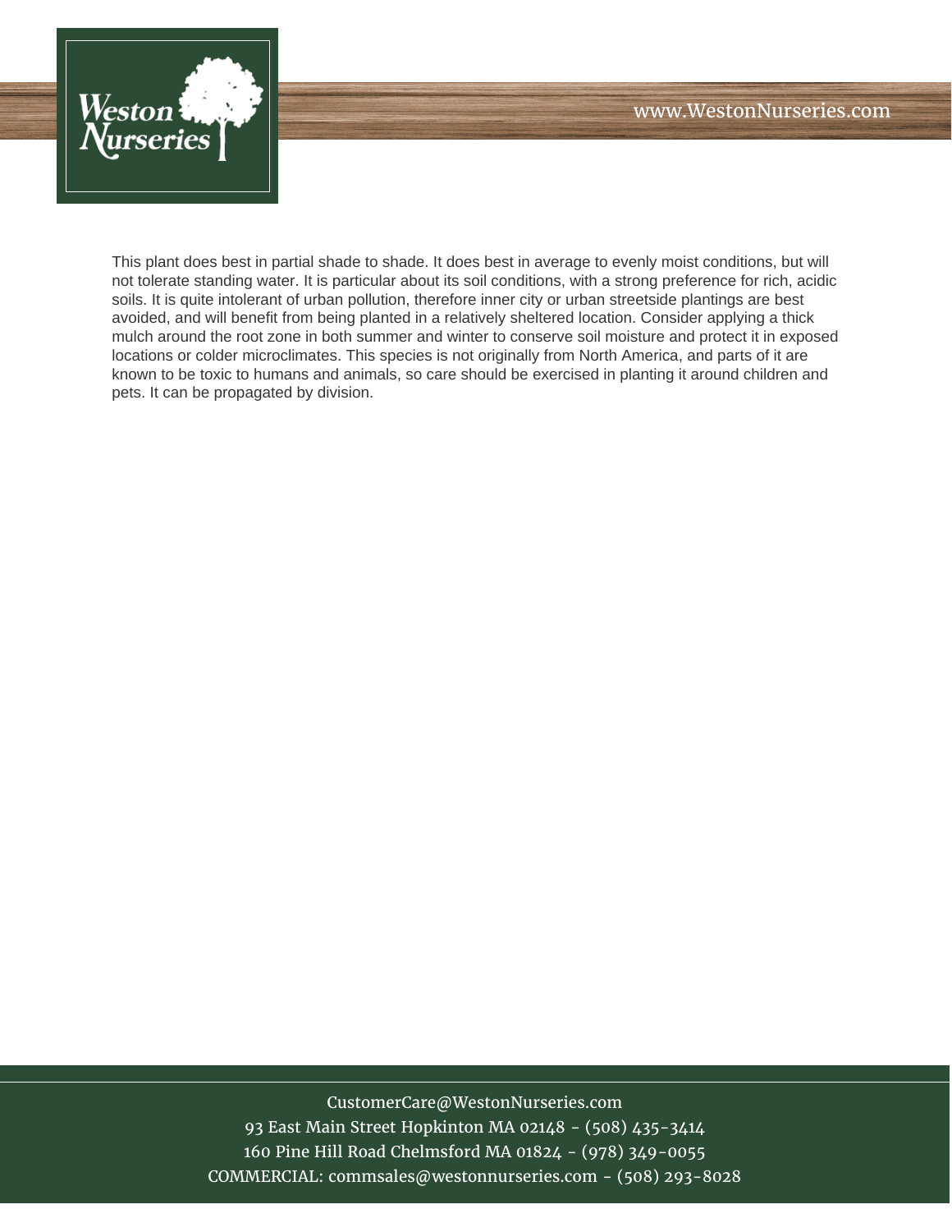This plant does best in partial shade to shade. It does best in average to evenly moist conditions, but will not tolerate standing water. It is particular about its soil conditions, with a strong preference for rich, acidic soils. It is quite intolerant of urban pollution, therefore inner city or urban streetside plantings are best avoided, and will benefit from being planted in a relatively sheltered location. Consider applying a thick mulch around the root zone in both summer and winter to conserve soil moisture and protect it in exposed locations or colder microclimates. This species is not originally from North America, and parts of it are known to be toxic to humans and animals, so care should be exercised in planting it around children and pets. It can be propagated by division.